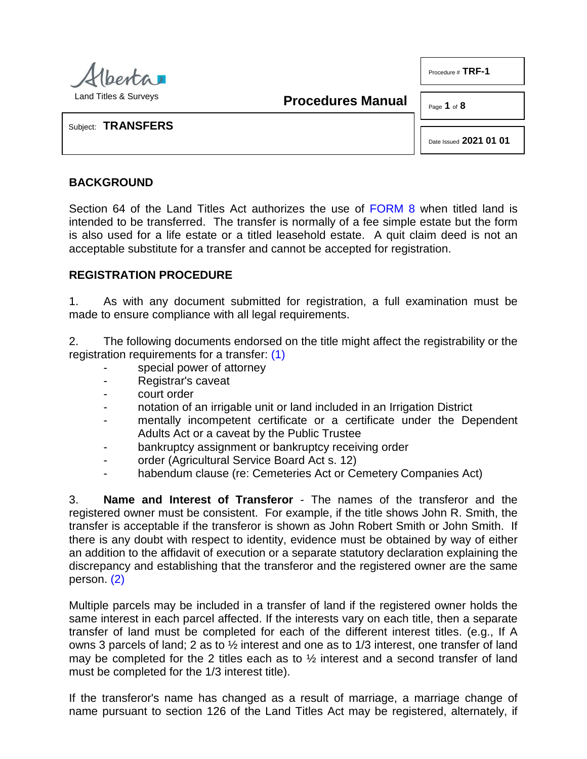Alberta Land Titles & Surveys

**Procedures Manual**

Procedure # **TRF-1**

Date Issued **2021 01 01**

Subject: **TRANSFERS**

## BACKGROUND

Section 64 of the Land Titles Act authorizes the use of FORM 8 when titled land is intended to be transferred. The transfer is normally of a fee simple estate but the form is also used for a life estate or a titled leasehold estate. A quit claim deed is not an acceptable substitute for a transfer and cannot be accepted for registration.

## REGISTRATION PROCEDURE

1. As with any document submitted for registration, a full examination must be made to ensure compliance with all legal requirements.

2. The following documents endorsed on the title might affect the registrability or the registration requirements for a transfer: (1)
   - special power of attorney
   - Registrar's caveat
   - court order
   - notation of an irrigable unit or land included in an Irrigation District
   - mentally incompetent certificate or a certificate under the Dependent Adults Act or a caveat by the Public Trustee
   - bankruptcy assignment or bankruptcy receiving order
   - order (Agricultural Service Board Act s. 12)
   - habendum clause (re: Cemeteries Act or Cemetery Companies Act)

3. **Name and Interest of Transferor** - The names of the transferor and the registered owner must be consistent. For example, if the title shows John R. Smith, the transfer is acceptable if the transferor is shown as John Robert Smith or John Smith. If there is any doubt with respect to identity, evidence must be obtained by way of either an addition to the affidavit of execution or a separate statutory declaration explaining the discrepancy and establishing that the transferor and the registered owner are the same person. (2)

Multiple parcels may be included in a transfer of land if the registered owner holds the same interest in each parcel affected. If the interests vary on each title, then a separate transfer of land must be completed for each of the different interest titles. (e.g., If A owns 3 parcels of land; 2 as to ½ interest and one as to 1/3 interest, one transfer of land may be completed for the 2 titles each as to ½ interest and a second transfer of land must be completed for the 1/3 interest title).

If the transferor's name has changed as a result of marriage, a marriage change of name pursuant to section 126 of the Land Titles Act may be registered, alternately, if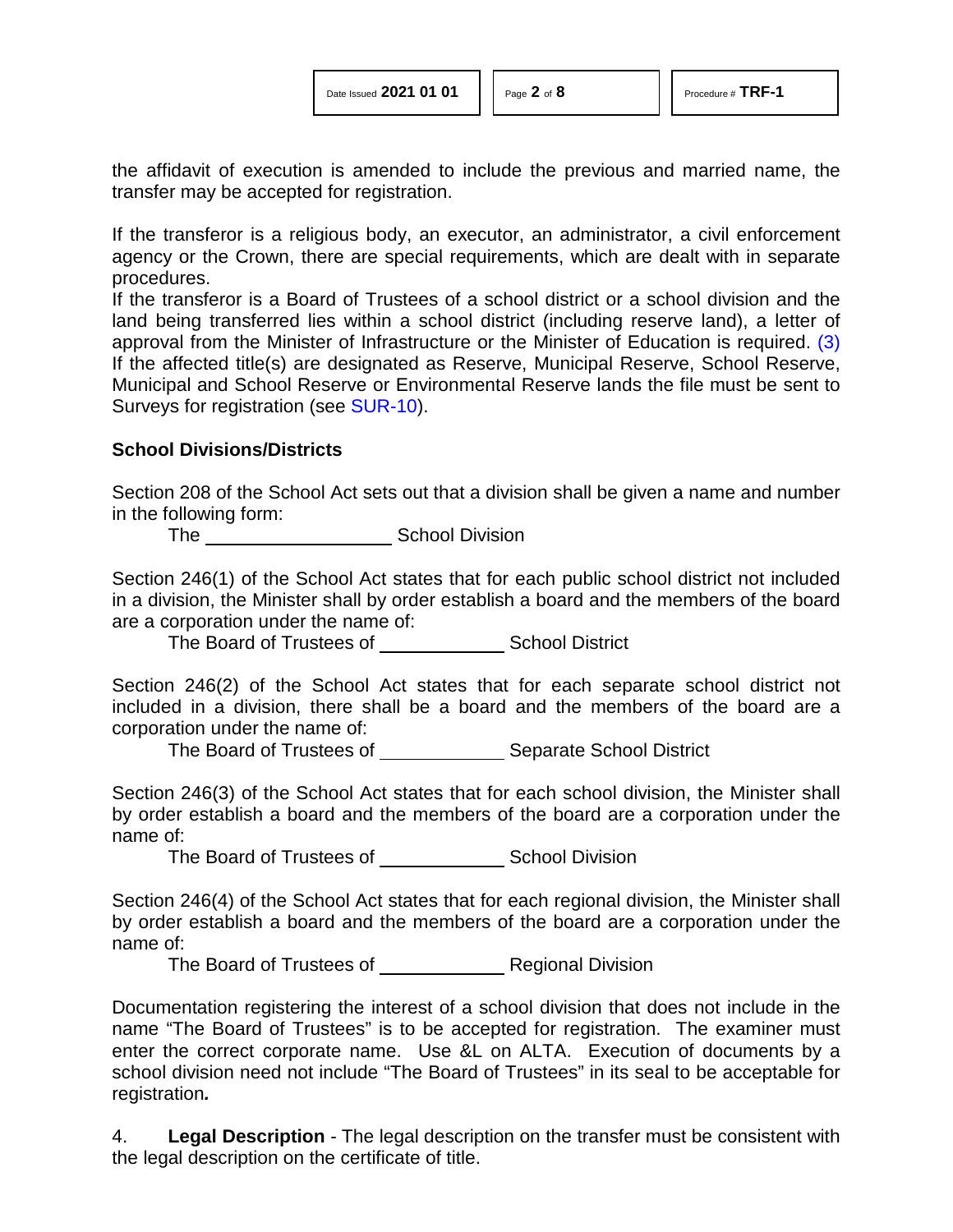the affidavit of execution is amended to include the previous and married name, the transfer may be accepted for registration.

If the transferor is a religious body, an executor, an administrator, a civil enforcement agency or the Crown, there are special requirements, which are dealt with in separate procedures.
If the transferor is a Board of Trustees of a school district or a school division and the land being transferred lies within a school district (including reserve land), a letter of approval from the Minister of Infrastructure or the Minister of Education is required. (3)
If the affected title(s) are designated as Reserve, Municipal Reserve, School Reserve, Municipal and School Reserve or Environmental Reserve lands the file must be sent to Surveys for registration (see SUR-10).

### School Divisions/Districts

Section 208 of the School Act sets out that a division shall be given a name and number in the following form:

The ____________________ School Division

Section 246(1) of the School Act states that for each public school district not included in a division, the Minister shall by order establish a board and the members of the board are a corporation under the name of:

The Board of Trustees of _____________ School District

Section 246(2) of the School Act states that for each separate school district not included in a division, there shall be a board and the members of the board are a corporation under the name of:

The Board of Trustees of _____________ Separate School District

Section 246(3) of the School Act states that for each school division, the Minister shall by order establish a board and the members of the board are a corporation under the name of:

The Board of Trustees of _____________ School Division

Section 246(4) of the School Act states that for each regional division, the Minister shall by order establish a board and the members of the board are a corporation under the name of:

The Board of Trustees of _____________ Regional Division

Documentation registering the interest of a school division that does not include in the name "The Board of Trustees" is to be accepted for registration. The examiner must enter the correct corporate name. Use &L on ALTA. Execution of documents by a school division need not include "The Board of Trustees" in its seal to be acceptable for registration*.*

4. **Legal Description** - The legal description on the transfer must be consistent with the legal description on the certificate of title.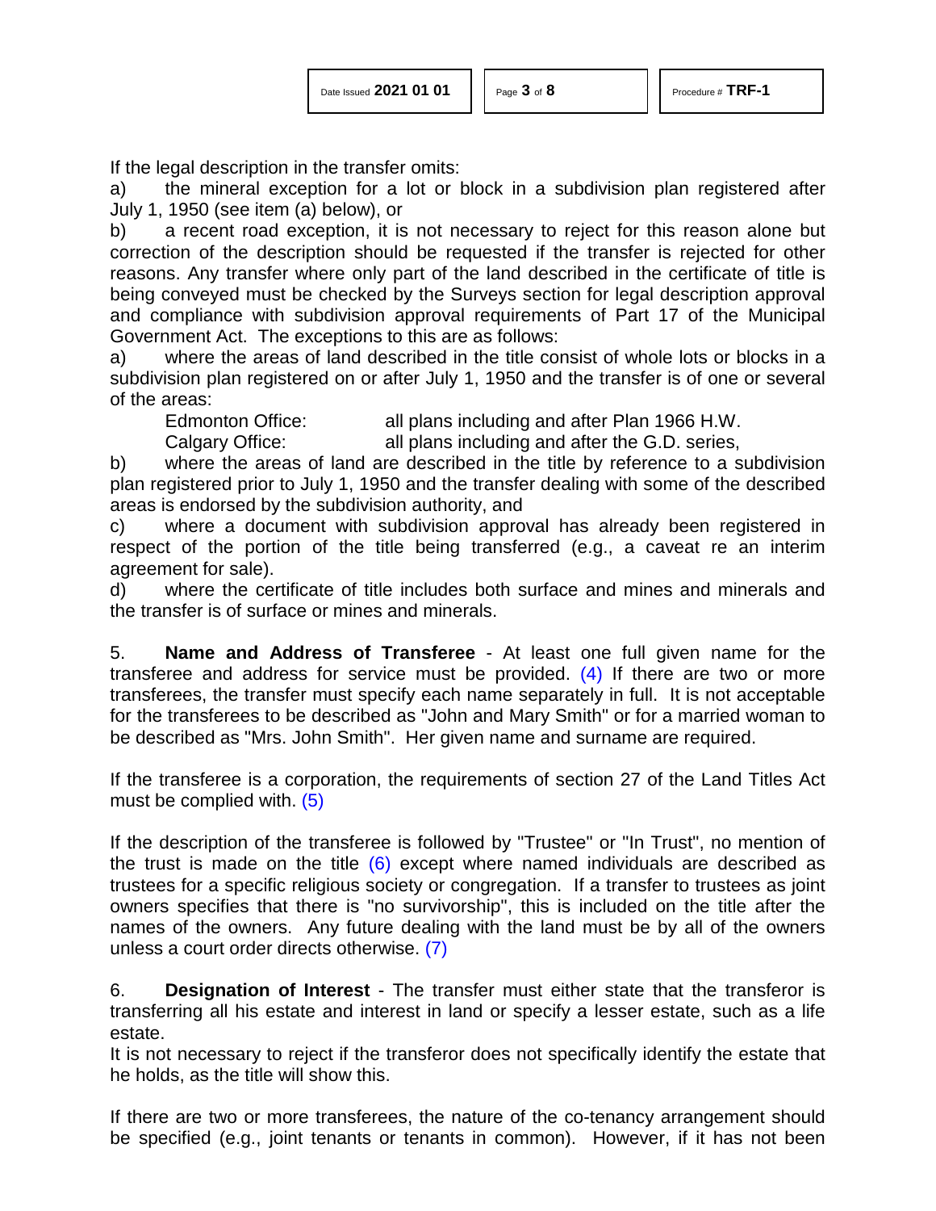If the legal description in the transfer omits:

a) the mineral exception for a lot or block in a subdivision plan registered after July 1, 1950 (see item (a) below), or

b) a recent road exception, it is not necessary to reject for this reason alone but correction of the description should be requested if the transfer is rejected for other reasons. Any transfer where only part of the land described in the certificate of title is being conveyed must be checked by the Surveys section for legal description approval and compliance with subdivision approval requirements of Part 17 of the Municipal Government Act. The exceptions to this are as follows:

a) where the areas of land described in the title consist of whole lots or blocks in a subdivision plan registered on or after July 1, 1950 and the transfer is of one or several of the areas:

| | |
|---|---|
| Edmonton Office: | all plans including and after Plan 1966 H.W. |
| Calgary Office: | all plans including and after the G.D. series, |

b) where the areas of land are described in the title by reference to a subdivision plan registered prior to July 1, 1950 and the transfer dealing with some of the described areas is endorsed by the subdivision authority, and

c) where a document with subdivision approval has already been registered in respect of the portion of the title being transferred (e.g., a caveat re an interim agreement for sale).

d) where the certificate of title includes both surface and mines and minerals and the transfer is of surface or mines and minerals.

5. **Name and Address of Transferee** - At least one full given name for the transferee and address for service must be provided. (4) If there are two or more transferees, the transfer must specify each name separately in full. It is not acceptable for the transferees to be described as "John and Mary Smith" or for a married woman to be described as "Mrs. John Smith". Her given name and surname are required.

If the transferee is a corporation, the requirements of section 27 of the Land Titles Act must be complied with. (5)

If the description of the transferee is followed by "Trustee" or "In Trust", no mention of the trust is made on the title (6) except where named individuals are described as trustees for a specific religious society or congregation. If a transfer to trustees as joint owners specifies that there is "no survivorship", this is included on the title after the names of the owners. Any future dealing with the land must be by all of the owners unless a court order directs otherwise. (7)

6. **Designation of Interest** - The transfer must either state that the transferor is transferring all his estate and interest in land or specify a lesser estate, such as a life estate.

It is not necessary to reject if the transferor does not specifically identify the estate that he holds, as the title will show this.

If there are two or more transferees, the nature of the co-tenancy arrangement should be specified (e.g., joint tenants or tenants in common). However, if it has not been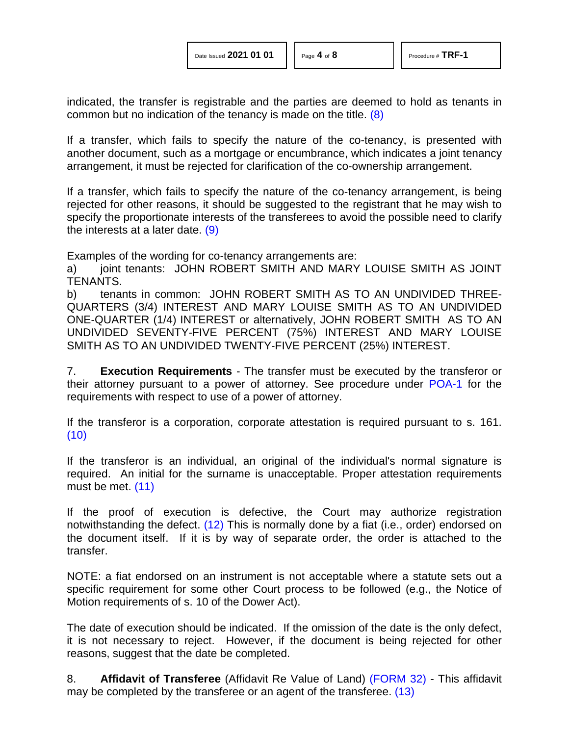indicated, the transfer is registrable and the parties are deemed to hold as tenants in common but no indication of the tenancy is made on the title. (8)

If a transfer, which fails to specify the nature of the co-tenancy, is presented with another document, such as a mortgage or encumbrance, which indicates a joint tenancy arrangement, it must be rejected for clarification of the co-ownership arrangement.

If a transfer, which fails to specify the nature of the co-tenancy arrangement, is being rejected for other reasons, it should be suggested to the registrant that he may wish to specify the proportionate interests of the transferees to avoid the possible need to clarify the interests at a later date. (9)

Examples of the wording for co-tenancy arrangements are:

a) joint tenants: JOHN ROBERT SMITH AND MARY LOUISE SMITH AS JOINT TENANTS.

b) tenants in common: JOHN ROBERT SMITH AS TO AN UNDIVIDED THREE-QUARTERS (3/4) INTEREST AND MARY LOUISE SMITH AS TO AN UNDIVIDED ONE-QUARTER (1/4) INTEREST or alternatively, JOHN ROBERT SMITH AS TO AN UNDIVIDED SEVENTY-FIVE PERCENT (75%) INTEREST AND MARY LOUISE SMITH AS TO AN UNDIVIDED TWENTY-FIVE PERCENT (25%) INTEREST.

7. **Execution Requirements** - The transfer must be executed by the transferor or their attorney pursuant to a power of attorney. See procedure under POA-1 for the requirements with respect to use of a power of attorney.

If the transferor is a corporation, corporate attestation is required pursuant to s. 161. (10)

If the transferor is an individual, an original of the individual's normal signature is required. An initial for the surname is unacceptable. Proper attestation requirements must be met. (11)

If the proof of execution is defective, the Court may authorize registration notwithstanding the defect. (12) This is normally done by a fiat (i.e., order) endorsed on the document itself. If it is by way of separate order, the order is attached to the transfer.

NOTE: a fiat endorsed on an instrument is not acceptable where a statute sets out a specific requirement for some other Court process to be followed (e.g., the Notice of Motion requirements of s. 10 of the Dower Act).

The date of execution should be indicated. If the omission of the date is the only defect, it is not necessary to reject. However, if the document is being rejected for other reasons, suggest that the date be completed.

8. **Affidavit of Transferee** (Affidavit Re Value of Land) (FORM 32) - This affidavit may be completed by the transferee or an agent of the transferee. (13)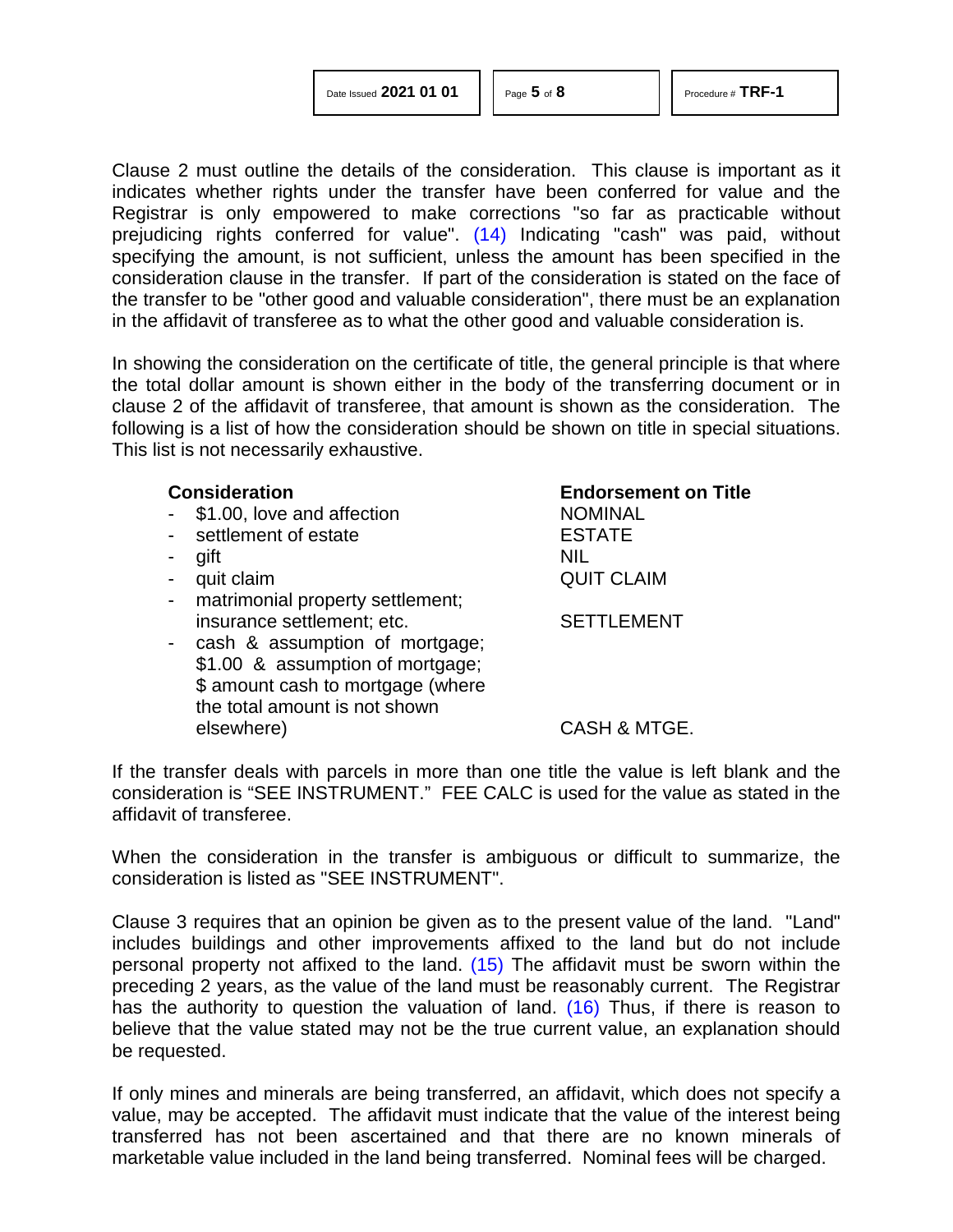Clause 2 must outline the details of the consideration. This clause is important as it indicates whether rights under the transfer have been conferred for value and the Registrar is only empowered to make corrections "so far as practicable without prejudicing rights conferred for value". (14) Indicating "cash" was paid, without specifying the amount, is not sufficient, unless the amount has been specified in the consideration clause in the transfer. If part of the consideration is stated on the face of the transfer to be "other good and valuable consideration", there must be an explanation in the affidavit of transferee as to what the other good and valuable consideration is.

In showing the consideration on the certificate of title, the general principle is that where the total dollar amount is shown either in the body of the transferring document or in clause 2 of the affidavit of transferee, that amount is shown as the consideration. The following is a list of how the consideration should be shown on title in special situations. This list is not necessarily exhaustive.

| Consideration | Endorsement on Title |
| --- | --- |
| - $1.00, love and affection | NOMINAL |
| - settlement of estate | ESTATE |
| - gift | NIL |
| - quit claim | QUIT CLAIM |
| - matrimonial property settlement; insurance settlement; etc. | SETTLEMENT |
| - cash & assumption of mortgage; $1.00 & assumption of mortgage; $ amount cash to mortgage (where the total amount is not shown elsewhere) | CASH & MTGE. |

If the transfer deals with parcels in more than one title the value is left blank and the consideration is "SEE INSTRUMENT." FEE CALC is used for the value as stated in the affidavit of transferee.

When the consideration in the transfer is ambiguous or difficult to summarize, the consideration is listed as "SEE INSTRUMENT".

Clause 3 requires that an opinion be given as to the present value of the land. "Land" includes buildings and other improvements affixed to the land but do not include personal property not affixed to the land. (15) The affidavit must be sworn within the preceding 2 years, as the value of the land must be reasonably current. The Registrar has the authority to question the valuation of land. (16) Thus, if there is reason to believe that the value stated may not be the true current value, an explanation should be requested.

If only mines and minerals are being transferred, an affidavit, which does not specify a value, may be accepted. The affidavit must indicate that the value of the interest being transferred has not been ascertained and that there are no known minerals of marketable value included in the land being transferred. Nominal fees will be charged.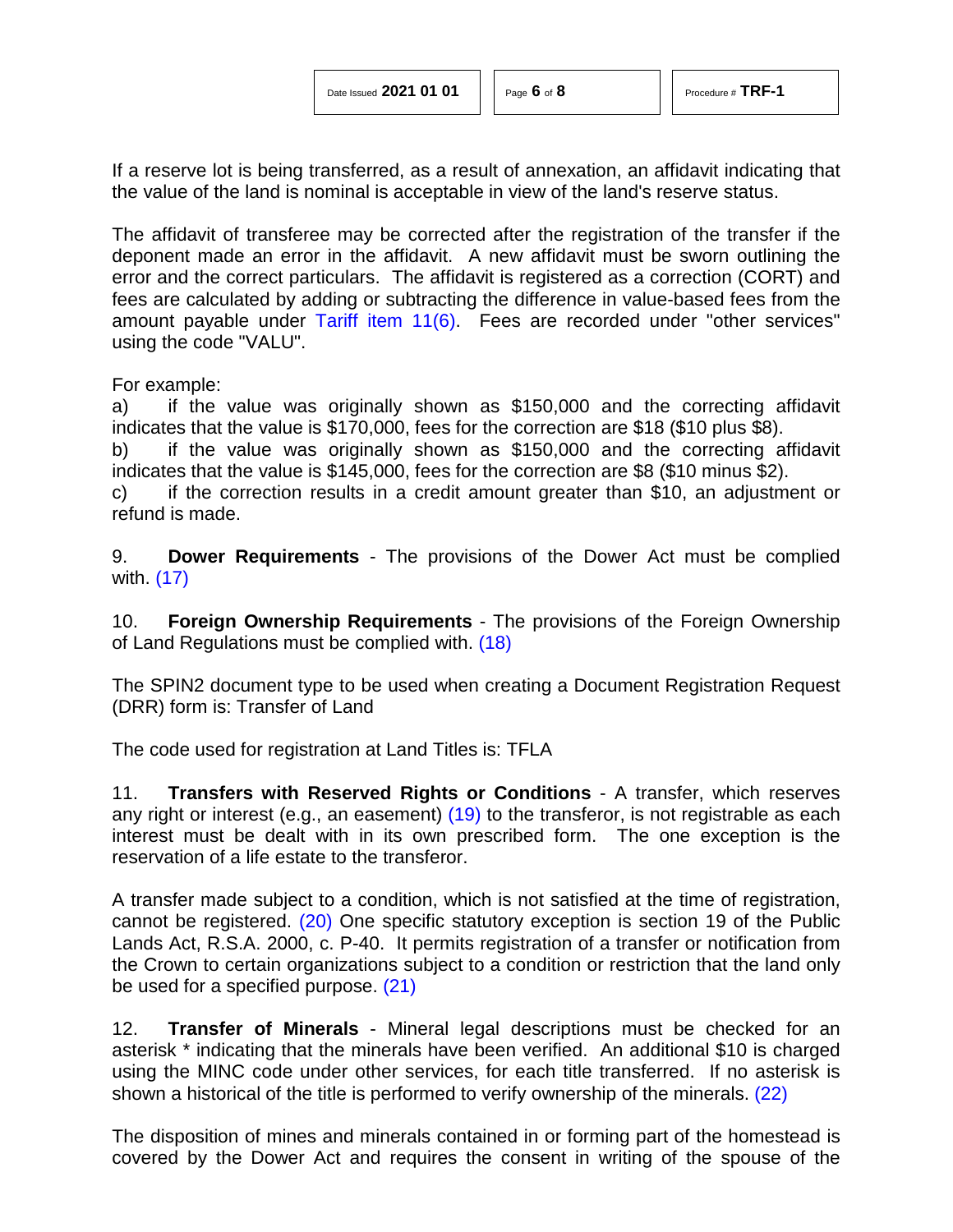If a reserve lot is being transferred, as a result of annexation, an affidavit indicating that the value of the land is nominal is acceptable in view of the land's reserve status.

The affidavit of transferee may be corrected after the registration of the transfer if the deponent made an error in the affidavit. A new affidavit must be sworn outlining the error and the correct particulars. The affidavit is registered as a correction (CORT) and fees are calculated by adding or subtracting the difference in value-based fees from the amount payable under Tariff item 11(6). Fees are recorded under "other services" using the code "VALU".

For example:

a) if the value was originally shown as $150,000 and the correcting affidavit indicates that the value is $170,000, fees for the correction are $18 ($10 plus $8).

b) if the value was originally shown as $150,000 and the correcting affidavit indicates that the value is $145,000, fees for the correction are $8 ($10 minus $2).

c) if the correction results in a credit amount greater than $10, an adjustment or refund is made.

9. **Dower Requirements** - The provisions of the Dower Act must be complied with. (17)

10. **Foreign Ownership Requirements** - The provisions of the Foreign Ownership of Land Regulations must be complied with. (18)

The SPIN2 document type to be used when creating a Document Registration Request (DRR) form is: Transfer of Land

The code used for registration at Land Titles is: TFLA

11. **Transfers with Reserved Rights or Conditions** - A transfer, which reserves any right or interest (e.g., an easement) (19) to the transferor, is not registrable as each interest must be dealt with in its own prescribed form. The one exception is the reservation of a life estate to the transferor.

A transfer made subject to a condition, which is not satisfied at the time of registration, cannot be registered. (20) One specific statutory exception is section 19 of the Public Lands Act, R.S.A. 2000, c. P-40. It permits registration of a transfer or notification from the Crown to certain organizations subject to a condition or restriction that the land only be used for a specified purpose. (21)

12. **Transfer of Minerals** - Mineral legal descriptions must be checked for an asterisk * indicating that the minerals have been verified. An additional $10 is charged using the MINC code under other services, for each title transferred. If no asterisk is shown a historical of the title is performed to verify ownership of the minerals. (22)

The disposition of mines and minerals contained in or forming part of the homestead is covered by the Dower Act and requires the consent in writing of the spouse of the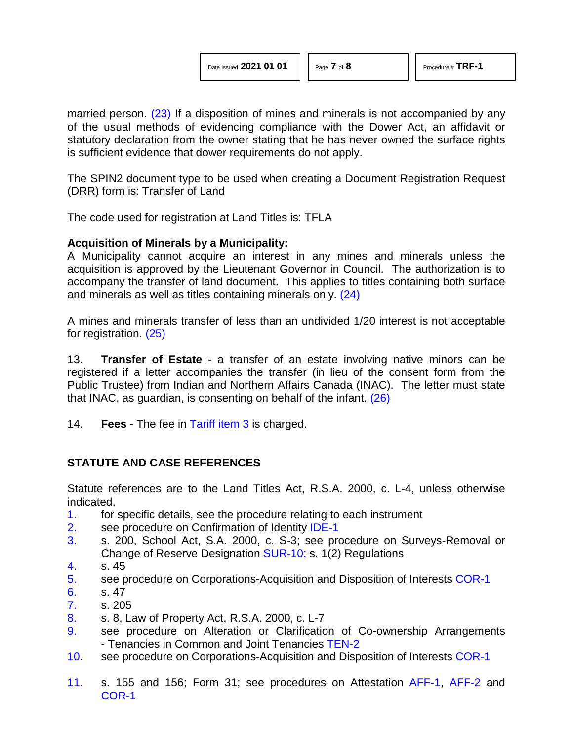married person. (23) If a disposition of mines and minerals is not accompanied by any of the usual methods of evidencing compliance with the Dower Act, an affidavit or statutory declaration from the owner stating that he has never owned the surface rights is sufficient evidence that dower requirements do not apply.

The SPIN2 document type to be used when creating a Document Registration Request (DRR) form is: Transfer of Land

The code used for registration at Land Titles is: TFLA

**Acquisition of Minerals by a Municipality:**
A Municipality cannot acquire an interest in any mines and minerals unless the acquisition is approved by the Lieutenant Governor in Council. The authorization is to accompany the transfer of land document. This applies to titles containing both surface and minerals as well as titles containing minerals only. (24)

A mines and minerals transfer of less than an undivided 1/20 interest is not acceptable for registration. (25)

13. **Transfer of Estate** - a transfer of an estate involving native minors can be registered if a letter accompanies the transfer (in lieu of the consent form from the Public Trustee) from Indian and Northern Affairs Canada (INAC). The letter must state that INAC, as guardian, is consenting on behalf of the infant. (26)

14. **Fees** - The fee in Tariff item 3 is charged.

## STATUTE AND CASE REFERENCES

Statute references are to the Land Titles Act, R.S.A. 2000, c. L-4, unless otherwise indicated.

1. for specific details, see the procedure relating to each instrument
2. see procedure on Confirmation of Identity IDE-1
3. s. 200, School Act, S.A. 2000, c. S-3; see procedure on Surveys-Removal or Change of Reserve Designation SUR-10; s. 1(2) Regulations
4. s. 45
5. see procedure on Corporations-Acquisition and Disposition of Interests COR-1
6. s. 47
7. s. 205
8. s. 8, Law of Property Act, R.S.A. 2000, c. L-7
9. see procedure on Alteration or Clarification of Co-ownership Arrangements - Tenancies in Common and Joint Tenancies TEN-2
10. see procedure on Corporations-Acquisition and Disposition of Interests COR-1
11. s. 155 and 156; Form 31; see procedures on Attestation AFF-1, AFF-2 and COR-1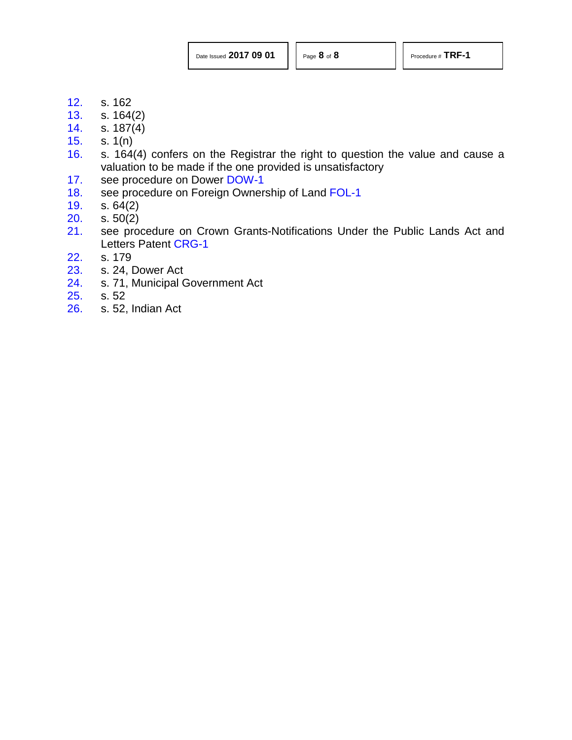12. s. 162
13. s. 164(2)
14. s. 187(4)
15. s. 1(n)
16. s. 164(4) confers on the Registrar the right to question the value and cause a valuation to be made if the one provided is unsatisfactory
17. see procedure on Dower DOW-1
18. see procedure on Foreign Ownership of Land FOL-1
19. s. 64(2)
20. s. 50(2)
21. see procedure on Crown Grants-Notifications Under the Public Lands Act and Letters Patent CRG-1
22. s. 179
23. s. 24, Dower Act
24. s. 71, Municipal Government Act
25. s. 52
26. s. 52, Indian Act